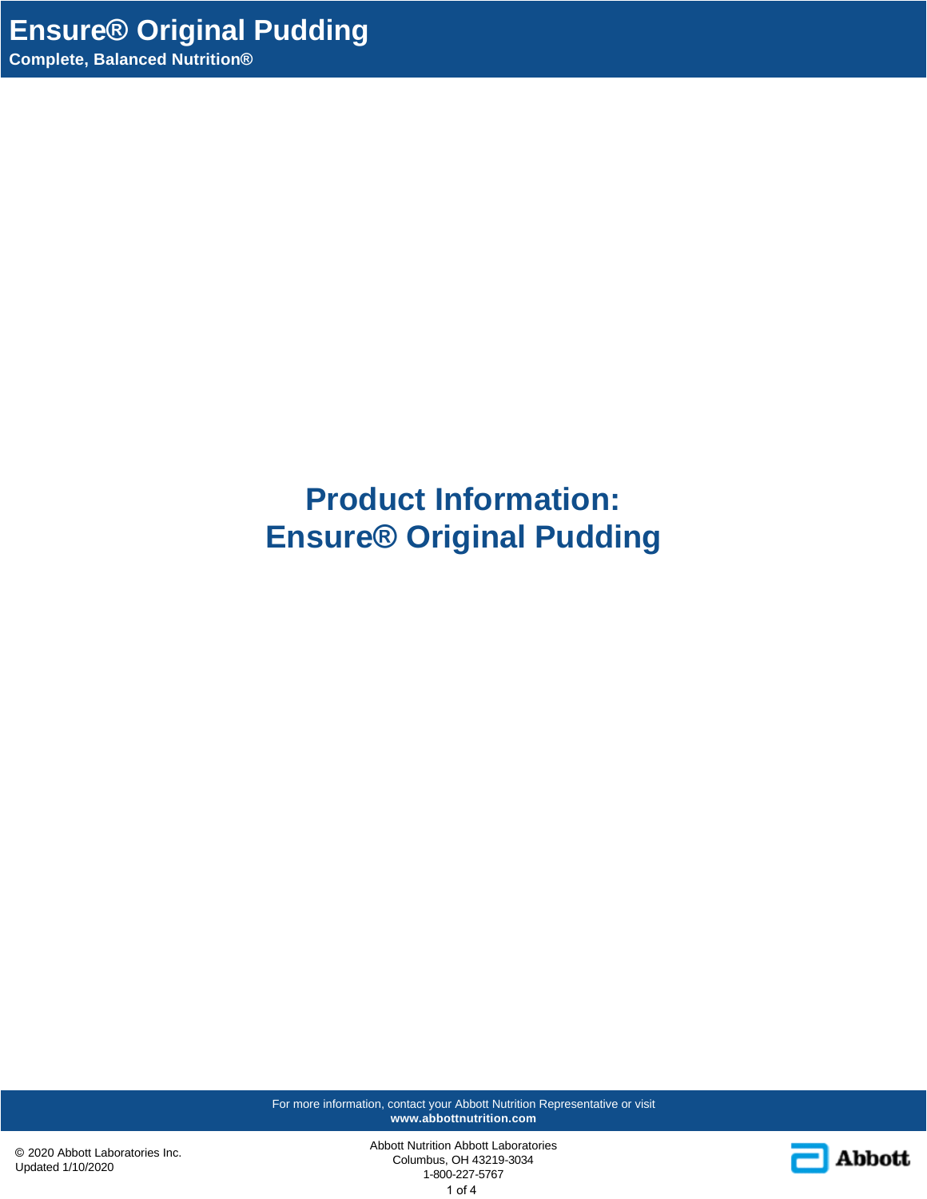# Ensure® Original Pudding

**Complete, Balanced Nutrition®**

## Product Information: Ensure® Original Pudding

For more information, contact your Abbott Nutrition Representative or visit **www.abbottnutrition.com**

© 2020 Abbott Laboratories Inc.
Updated 1/10/2020

Abbott Nutrition Abbott Laboratories
Columbus, OH 43219-3034
1-800-227-5767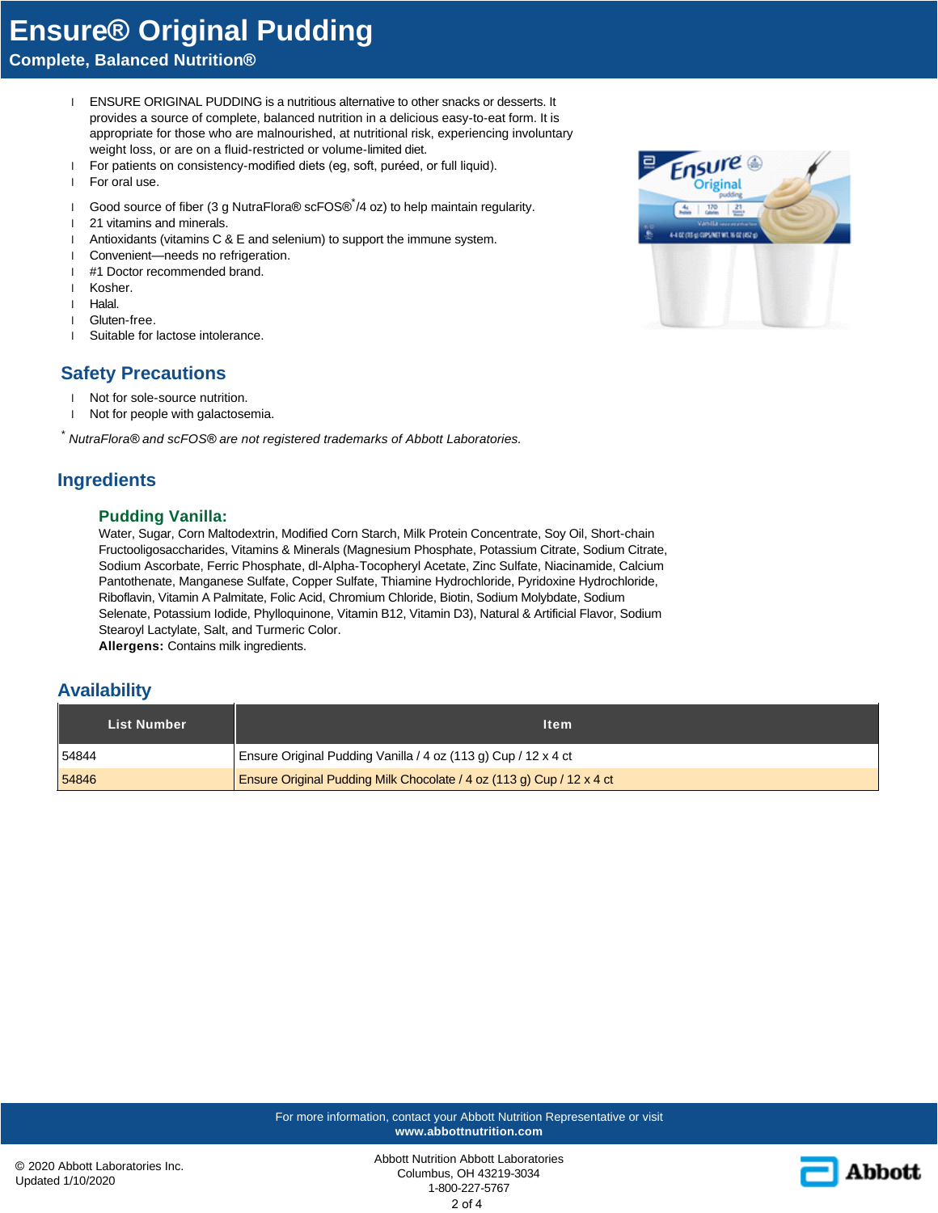# Ensure® Original Pudding

**Complete, Balanced Nutrition®**

- ENSURE ORIGINAL PUDDING is a nutritious alternative to other snacks or desserts. It provides a source of complete, balanced nutrition in a delicious easy-to-eat form. It is appropriate for those who are malnourished, at nutritional risk, experiencing involuntary weight loss, or are on a fluid-restricted or volume-limited diet.
- For patients on consistency-modified diets (eg, soft, puréed, or full liquid).
- For oral use.
- Good source of fiber (3 g NutraFlora® scFOS®*/4 oz) to help maintain regularity.
- 21 vitamins and minerals.
- Antioxidants (vitamins C & E and selenium) to support the immune system.
- Convenient—needs no refrigeration.
- #1 Doctor recommended brand.
- Kosher.
- Halal.
- Gluten-free.
- Suitable for lactose intolerance.

## Safety Precautions

- Not for sole-source nutrition.
- Not for people with galactosemia.

\* *NutraFlora® and scFOS® are not registered trademarks of Abbott Laboratories.*

## Ingredients

### Pudding Vanilla:

Water, Sugar, Corn Maltodextrin, Modified Corn Starch, Milk Protein Concentrate, Soy Oil, Short-chain Fructooligosaccharides, Vitamins & Minerals (Magnesium Phosphate, Potassium Citrate, Sodium Citrate, Sodium Ascorbate, Ferric Phosphate, dl-Alpha-Tocopheryl Acetate, Zinc Sulfate, Niacinamide, Calcium Pantothenate, Manganese Sulfate, Copper Sulfate, Thiamine Hydrochloride, Pyridoxine Hydrochloride, Riboflavin, Vitamin A Palmitate, Folic Acid, Chromium Chloride, Biotin, Sodium Molybdate, Sodium Selenate, Potassium Iodide, Phylloquinone, Vitamin B12, Vitamin D3), Natural & Artificial Flavor, Sodium Stearoyl Lactylate, Salt, and Turmeric Color.

**Allergens:** Contains milk ingredients.

## Availability

| List Number | Item |
|---|---|
| 54844 | Ensure Original Pudding Vanilla / 4 oz (113 g) Cup / 12 x 4 ct |
| 54846 | Ensure Original Pudding Milk Chocolate / 4 oz (113 g) Cup / 12 x 4 ct |

For more information, contact your Abbott Nutrition Representative or visit **www.abbottnutrition.com**

© 2020 Abbott Laboratories Inc.
Updated 1/10/2020

Abbott Nutrition Abbott Laboratories
Columbus, OH 43219-3034
1-800-227-5767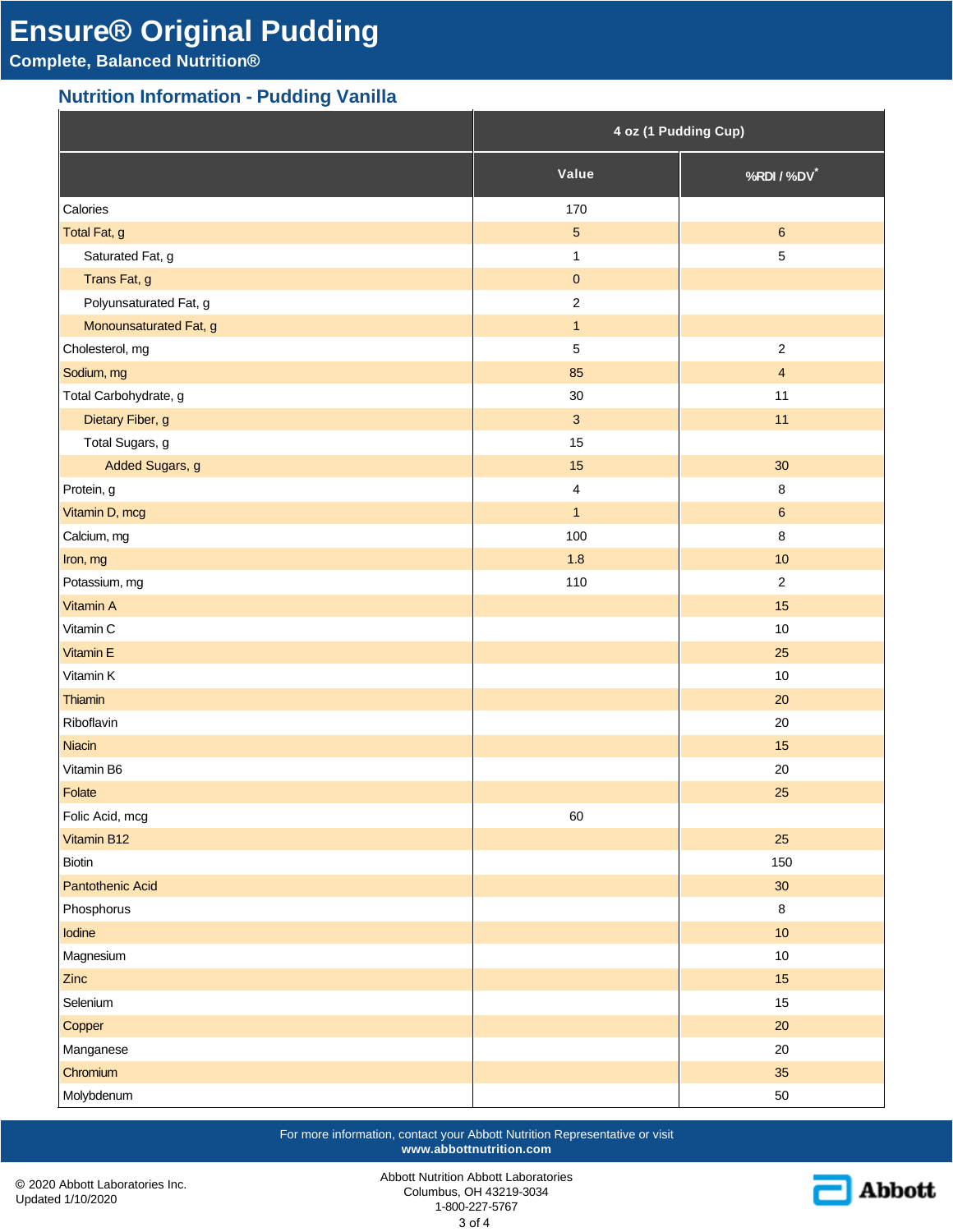# Ensure® Original Pudding

**Complete, Balanced Nutrition®**

## Nutrition Information - Pudding Vanilla

| | 4 oz (1 Pudding Cup) | |
|---|---|---|
| | Value | %RDI / %DV* |
| Calories | 170 | |
| Total Fat, g | 5 | 6 |
| Saturated Fat, g | 1 | 5 |
| Trans Fat, g | 0 | |
| Polyunsaturated Fat, g | 2 | |
| Monounsaturated Fat, g | 1 | |
| Cholesterol, mg | 5 | 2 |
| Sodium, mg | 85 | 4 |
| Total Carbohydrate, g | 30 | 11 |
| Dietary Fiber, g | 3 | 11 |
| Total Sugars, g | 15 | |
| Added Sugars, g | 15 | 30 |
| Protein, g | 4 | 8 |
| Vitamin D, mcg | 1 | 6 |
| Calcium, mg | 100 | 8 |
| Iron, mg | 1.8 | 10 |
| Potassium, mg | 110 | 2 |
| Vitamin A | | 15 |
| Vitamin C | | 10 |
| Vitamin E | | 25 |
| Vitamin K | | 10 |
| Thiamin | | 20 |
| Riboflavin | | 20 |
| Niacin | | 15 |
| Vitamin B6 | | 20 |
| Folate | | 25 |
| Folic Acid, mcg | 60 | |
| Vitamin B12 | | 25 |
| Biotin | | 150 |
| Pantothenic Acid | | 30 |
| Phosphorus | | 8 |
| Iodine | | 10 |
| Magnesium | | 10 |
| Zinc | | 15 |
| Selenium | | 15 |
| Copper | | 20 |
| Manganese | | 20 |
| Chromium | | 35 |
| Molybdenum | | 50 |

For more information, contact your Abbott Nutrition Representative or visit **www.abbottnutrition.com**

© 2020 Abbott Laboratories Inc.
Updated 1/10/2020

Abbott Nutrition Abbott Laboratories
Columbus, OH 43219-3034
1-800-227-5767

Abbott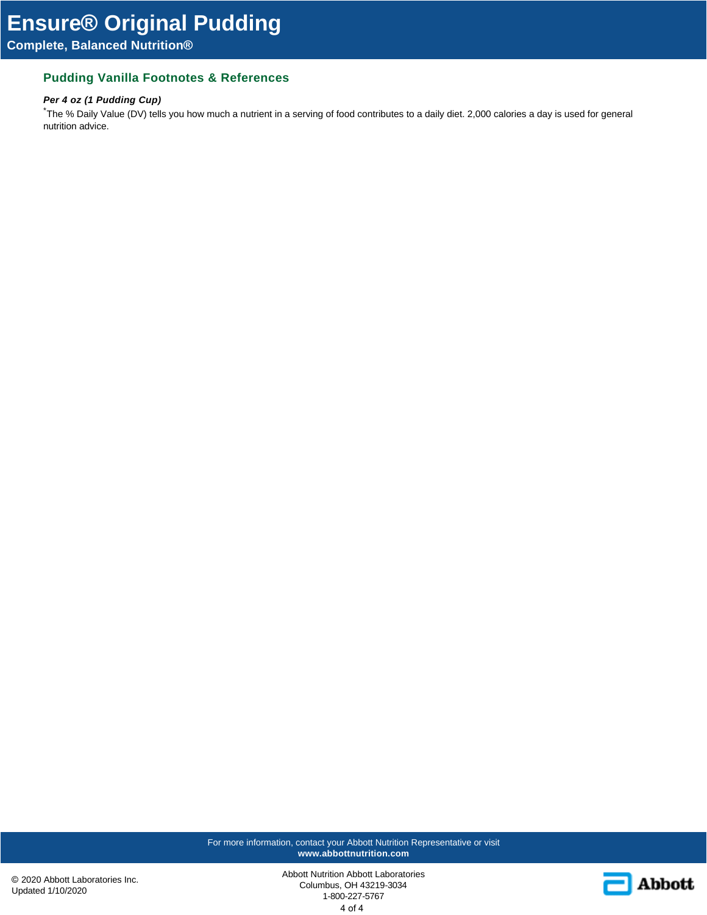## Pudding Vanilla Footnotes & References

***Per 4 oz (1 Pudding Cup)***

*The % Daily Value (DV) tells you how much a nutrient in a serving of food contributes to a daily diet. 2,000 calories a day is used for general nutrition advice.

For more information, contact your Abbott Nutrition Representative or visit
**www.abbottnutrition.com**

© 2020 Abbott Laboratories Inc.
Updated 1/10/2020

Abbott Nutrition Abbott Laboratories
Columbus, OH 43219-3034
1-800-227-5767